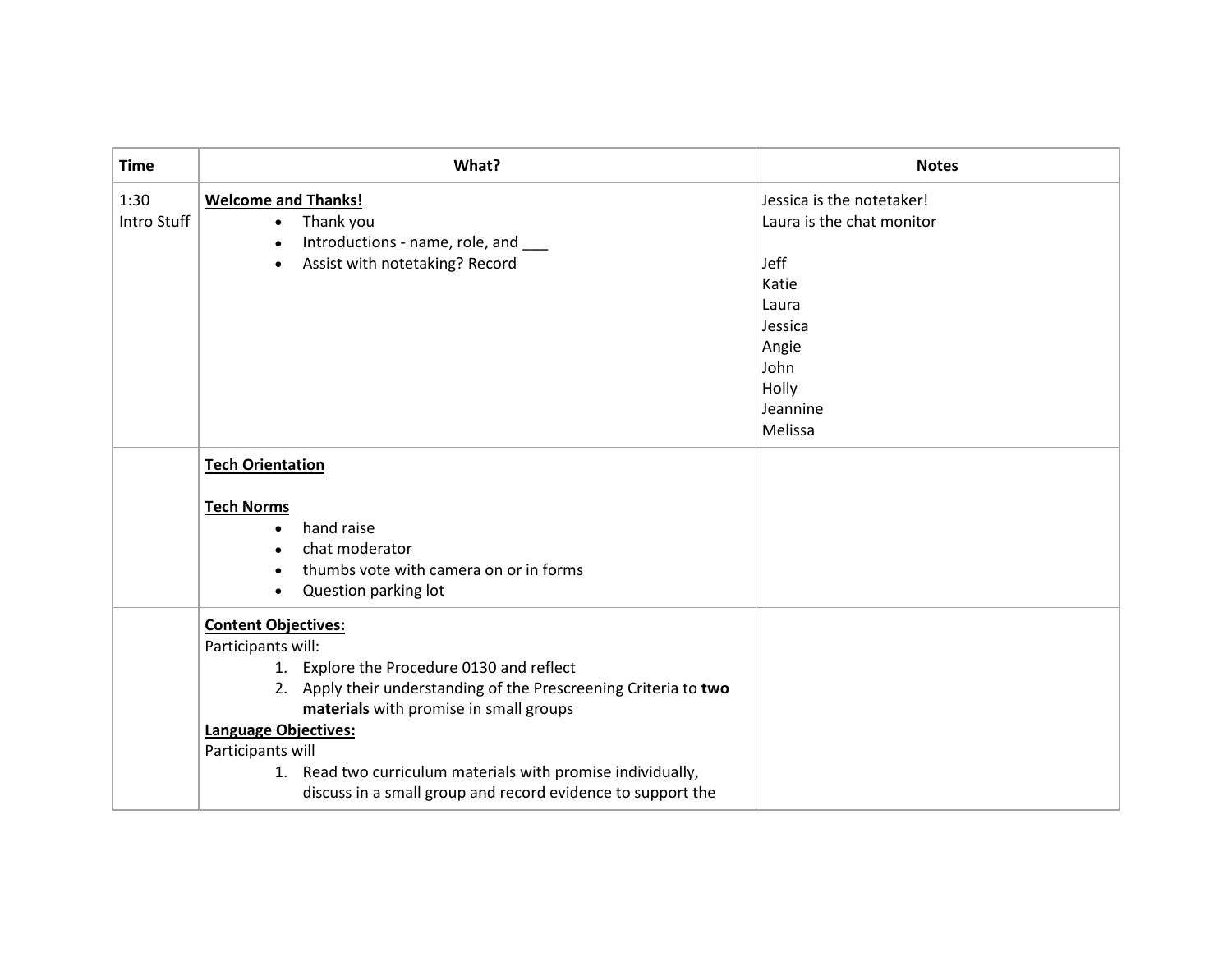| Time | What? | Notes |
| --- | --- | --- |
| 1:30<br>Intro Stuff | **Welcome and Thanks!**<br>• Thank you<br>• Introductions - name, role, and ___<br>• Assist with notetaking? Record | Jessica is the notetaker!<br>Laura is the chat monitor<br><br>Jeff<br>Katie<br>Laura<br>Jessica<br>Angie<br>John<br>Holly<br>Jeannine<br>Melissa |
| | **Tech Orientation**<br><br>**Tech Norms**<br>• hand raise<br>• chat moderator<br>• thumbs vote with camera on or in forms<br>• Question parking lot | |
| | **Content Objectives:**<br>Participants will:<br>1. Explore the Procedure 0130 and reflect<br>2. Apply their understanding of the Prescreening Criteria to **two materials** with promise in small groups<br>**Language Objectives:**<br>Participants will<br>1. Read two curriculum materials with promise individually, discuss in a small group and record evidence to support the | |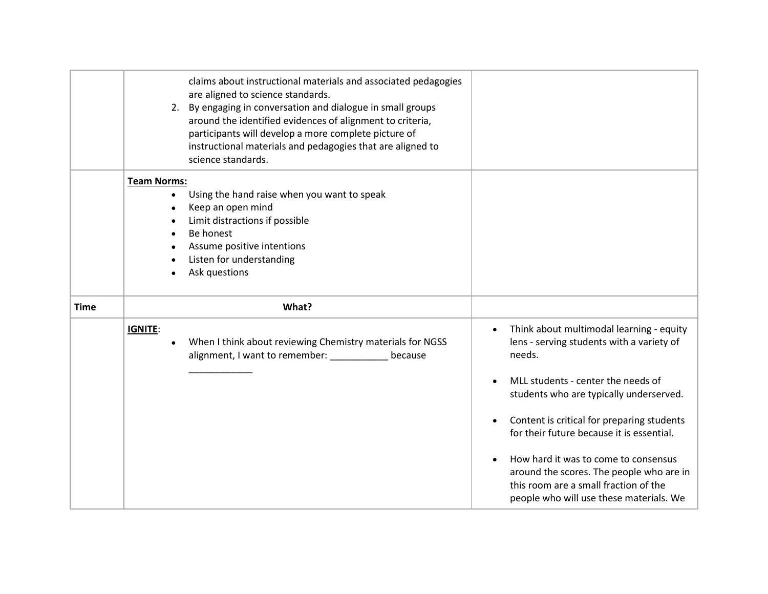| | | |
|---|---|---|
| | claims about instructional materials and associated pedagogies are aligned to science standards.<br>2. By engaging in conversation and dialogue in small groups around the identified evidences of alignment to criteria, participants will develop a more complete picture of instructional materials and pedagogies that are aligned to science standards. | |
| | **Team Norms:**<br>• Using the hand raise when you want to speak<br>• Keep an open mind<br>• Limit distractions if possible<br>• Be honest<br>• Assume positive intentions<br>• Listen for understanding<br>• Ask questions | |
| **Time** | **What?** | |
| | **IGNITE**:<br>• When I think about reviewing Chemistry materials for NGSS alignment, I want to remember: ___________ because ____________ | • Think about multimodal learning - equity lens - serving students with a variety of needs.<br>• MLL students - center the needs of students who are typically underserved.<br>• Content is critical for preparing students for their future because it is essential.<br>• How hard it was to come to consensus around the scores. The people who are in this room are a small fraction of the people who will use these materials. We |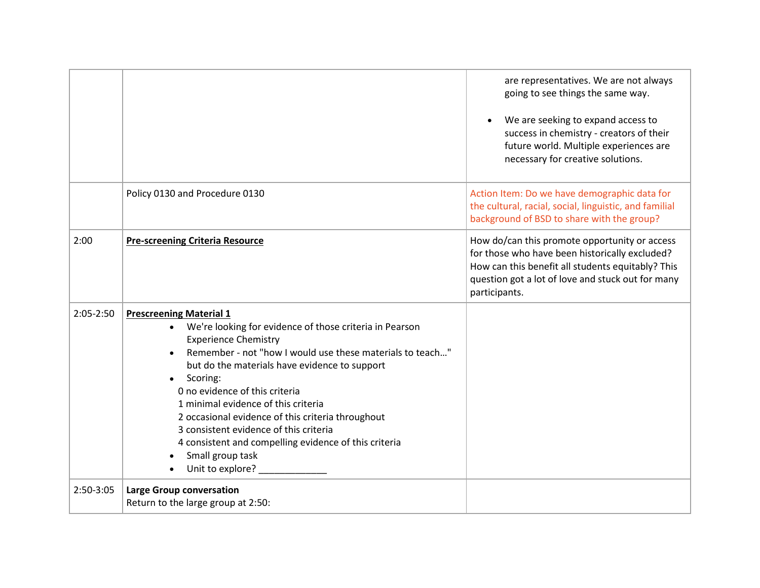| | | |
|---|---|---|
| | | are representatives. We are not always going to see things the same way.<br><br>• We are seeking to expand access to success in chemistry - creators of their future world. Multiple experiences are necessary for creative solutions. |
| | Policy 0130 and Procedure 0130 | Action Item: Do we have demographic data for the cultural, racial, social, linguistic, and familial background of BSD to share with the group? |
| 2:00 | **Pre-screening Criteria Resource** | How do/can this promote opportunity or access for those who have been historically excluded? How can this benefit all students equitably? This question got a lot of love and stuck out for many participants. |
| 2:05-2:50 | **Prescreening Material 1**<br>• We're looking for evidence of those criteria in Pearson Experience Chemistry<br>• Remember - not "how I would use these materials to teach…" but do the materials have evidence to support<br>• Scoring:<br>0 no evidence of this criteria<br>1 minimal evidence of this criteria<br>2 occasional evidence of this criteria throughout<br>3 consistent evidence of this criteria<br>4 consistent and compelling evidence of this criteria<br>• Small group task<br>• Unit to explore? _____________ | |
| 2:50-3:05 | **Large Group conversation**<br>Return to the large group at 2:50: | |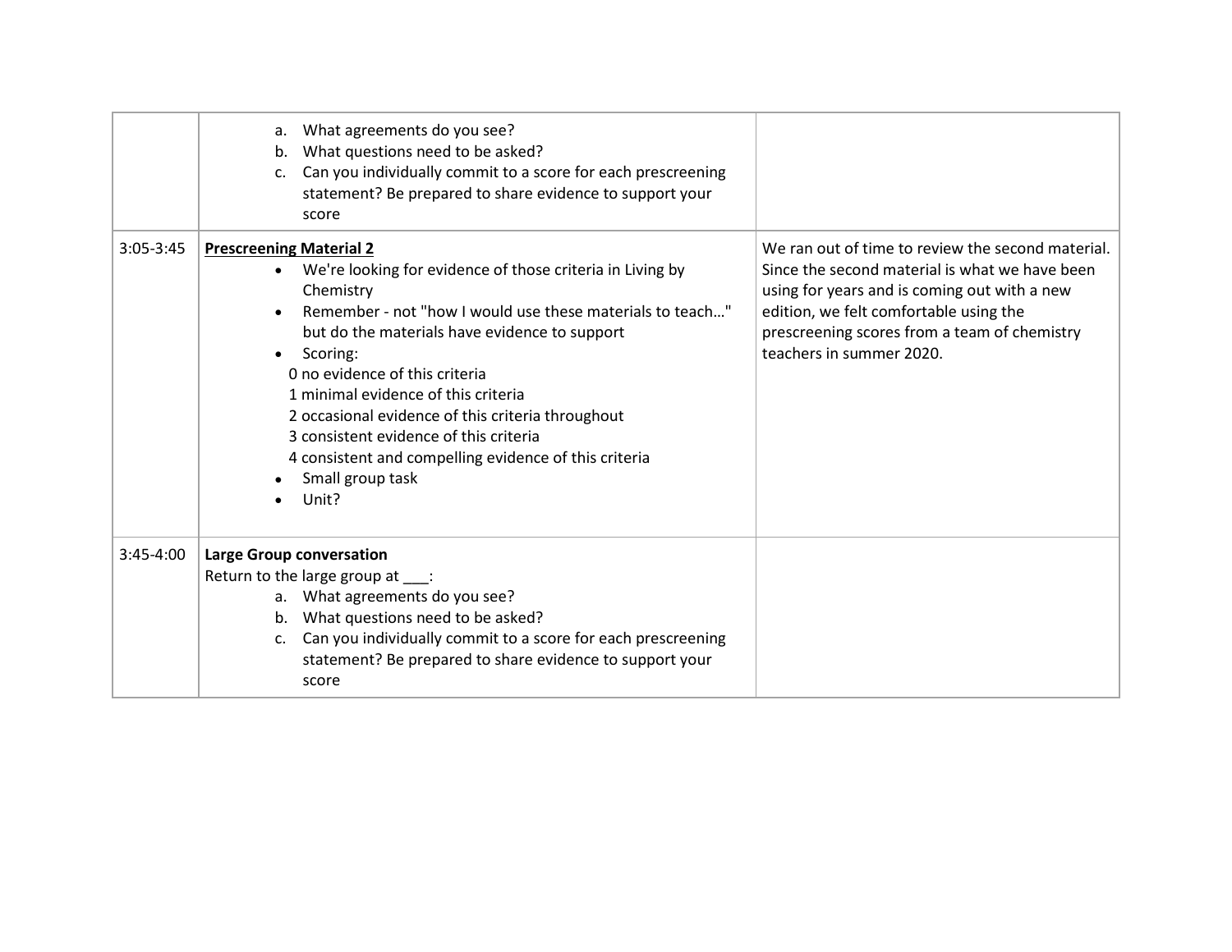| | | |
|---|---|---|
| | a. What agreements do you see?<br>b. What questions need to be asked?<br>c. Can you individually commit to a score for each prescreening statement? Be prepared to share evidence to support your score | |
| 3:05-3:45 | <u>**Prescreening Material 2**</u><br>• We're looking for evidence of those criteria in Living by Chemistry<br>• Remember - not "how I would use these materials to teach…" but do the materials have evidence to support<br>• Scoring:<br>0 no evidence of this criteria<br>1 minimal evidence of this criteria<br>2 occasional evidence of this criteria throughout<br>3 consistent evidence of this criteria<br>4 consistent and compelling evidence of this criteria<br>• Small group task<br>• Unit? | We ran out of time to review the second material. Since the second material is what we have been using for years and is coming out with a new edition, we felt comfortable using the prescreening scores from a team of chemistry teachers in summer 2020. |
| 3:45-4:00 | **Large Group conversation**<br>Return to the large group at ___:<br>a. What agreements do you see?<br>b. What questions need to be asked?<br>c. Can you individually commit to a score for each prescreening statement? Be prepared to share evidence to support your score | |